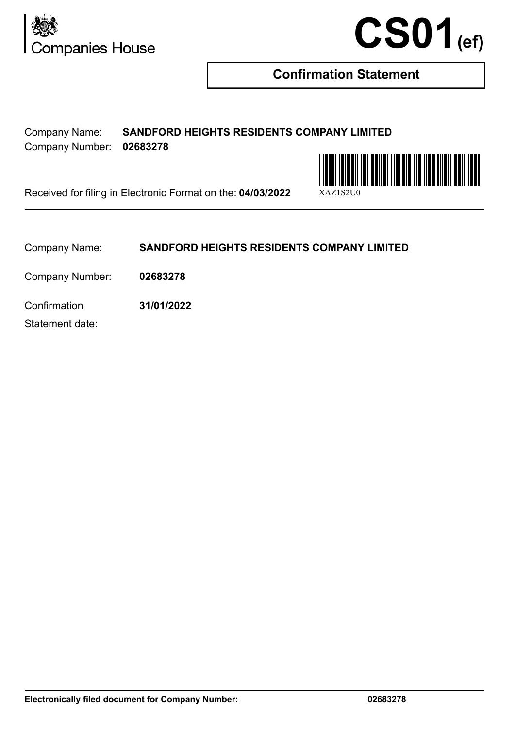Companies House

# CS01(ef)

## Confirmation Statement

Company Name: **SANDFORD HEIGHTS RESIDENTS COMPANY LIMITED**
Company Number: **02683278**

Received for filing in Electronic Format on the: **04/03/2022**

XAZ1S2U0

---

Company Name: **SANDFORD HEIGHTS RESIDENTS COMPANY LIMITED**

Company Number: **02683278**

Confirmation Statement date: **31/01/2022**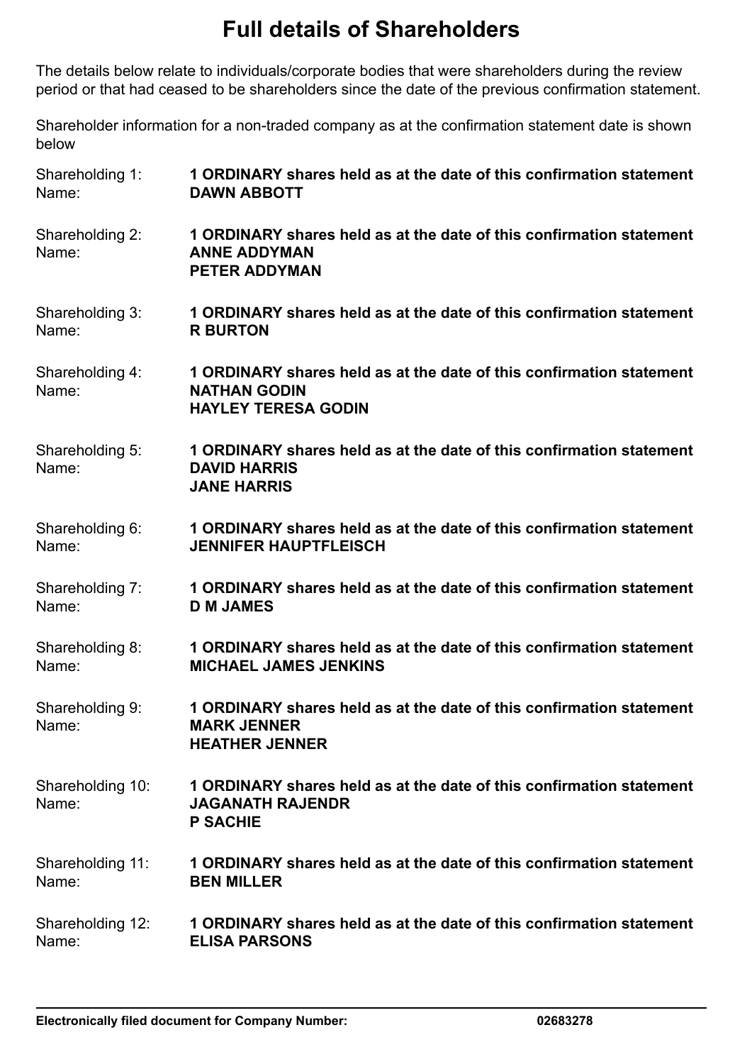# Full details of Shareholders

The details below relate to individuals/corporate bodies that were shareholders during the review period or that had ceased to be shareholders since the date of the previous confirmation statement.

Shareholder information for a non-traded company as at the confirmation statement date is shown below

Shareholding 1: **1 ORDINARY shares held as at the date of this confirmation statement**
Name: **DAWN ABBOTT**

Shareholding 2: **1 ORDINARY shares held as at the date of this confirmation statement**
Name: **ANNE ADDYMAN**
**PETER ADDYMAN**

Shareholding 3: **1 ORDINARY shares held as at the date of this confirmation statement**
Name: **R BURTON**

Shareholding 4: **1 ORDINARY shares held as at the date of this confirmation statement**
Name: **NATHAN GODIN**
**HAYLEY TERESA GODIN**

Shareholding 5: **1 ORDINARY shares held as at the date of this confirmation statement**
Name: **DAVID HARRIS**
**JANE HARRIS**

Shareholding 6: **1 ORDINARY shares held as at the date of this confirmation statement**
Name: **JENNIFER HAUPTFLEISCH**

Shareholding 7: **1 ORDINARY shares held as at the date of this confirmation statement**
Name: **D M JAMES**

Shareholding 8: **1 ORDINARY shares held as at the date of this confirmation statement**
Name: **MICHAEL JAMES JENKINS**

Shareholding 9: **1 ORDINARY shares held as at the date of this confirmation statement**
Name: **MARK JENNER**
**HEATHER JENNER**

Shareholding 10: **1 ORDINARY shares held as at the date of this confirmation statement**
Name: **JAGANATH RAJENDR**
**P SACHIE**

Shareholding 11: **1 ORDINARY shares held as at the date of this confirmation statement**
Name: **BEN MILLER**

Shareholding 12: **1 ORDINARY shares held as at the date of this confirmation statement**
Name: **ELISA PARSONS**

**Electronically filed document for Company Number: 02683278**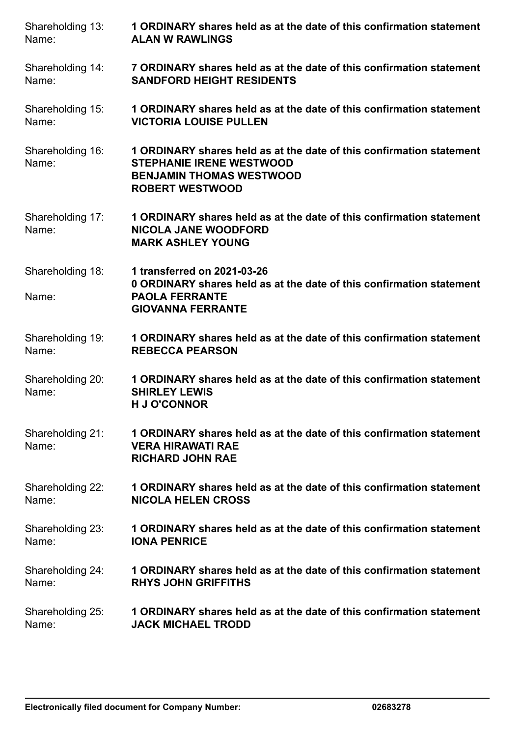Shareholding 13: **1 ORDINARY shares held as at the date of this confirmation statement**
Name: **ALAN W RAWLINGS**

Shareholding 14: **7 ORDINARY shares held as at the date of this confirmation statement**
Name: **SANDFORD HEIGHT RESIDENTS**

Shareholding 15: **1 ORDINARY shares held as at the date of this confirmation statement**
Name: **VICTORIA LOUISE PULLEN**

Shareholding 16: **1 ORDINARY shares held as at the date of this confirmation statement**
Name: **STEPHANIE IRENE WESTWOOD**
**BENJAMIN THOMAS WESTWOOD**
**ROBERT WESTWOOD**

Shareholding 17: **1 ORDINARY shares held as at the date of this confirmation statement**
Name: **NICOLA JANE WOODFORD**
**MARK ASHLEY YOUNG**

Shareholding 18: **1 transferred on 2021-03-26**
**0 ORDINARY shares held as at the date of this confirmation statement**
Name: **PAOLA FERRANTE**
**GIOVANNA FERRANTE**

Shareholding 19: **1 ORDINARY shares held as at the date of this confirmation statement**
Name: **REBECCA PEARSON**

Shareholding 20: **1 ORDINARY shares held as at the date of this confirmation statement**
Name: **SHIRLEY LEWIS**
**H J O'CONNOR**

Shareholding 21: **1 ORDINARY shares held as at the date of this confirmation statement**
Name: **VERA HIRAWATI RAE**
**RICHARD JOHN RAE**

Shareholding 22: **1 ORDINARY shares held as at the date of this confirmation statement**
Name: **NICOLA HELEN CROSS**

Shareholding 23: **1 ORDINARY shares held as at the date of this confirmation statement**
Name: **IONA PENRICE**

Shareholding 24: **1 ORDINARY shares held as at the date of this confirmation statement**
Name: **RHYS JOHN GRIFFITHS**

Shareholding 25: **1 ORDINARY shares held as at the date of this confirmation statement**
Name: **JACK MICHAEL TRODD**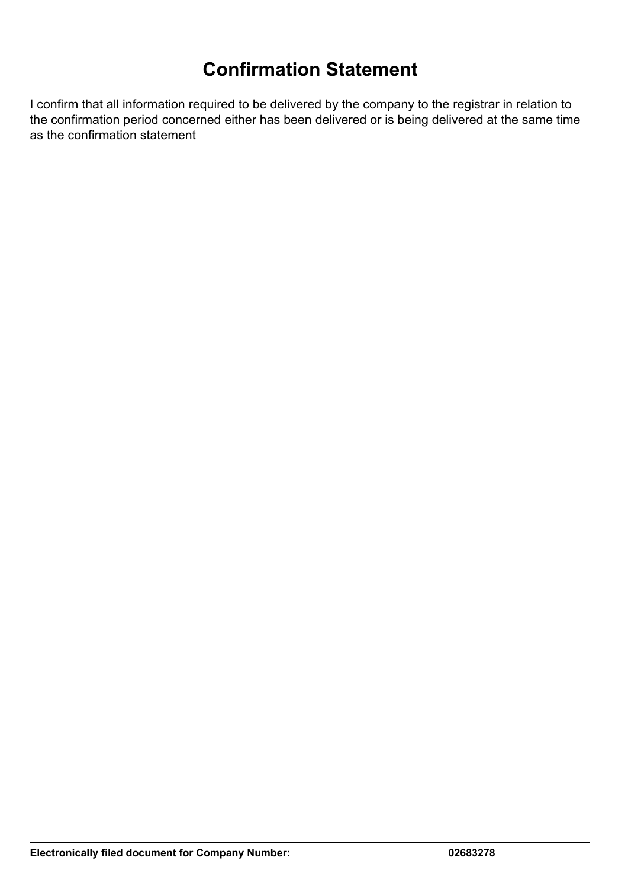# Confirmation Statement

I confirm that all information required to be delivered by the company to the registrar in relation to the confirmation period concerned either has been delivered or is being delivered at the same time as the confirmation statement

**Electronically filed document for Company Number: 02683278**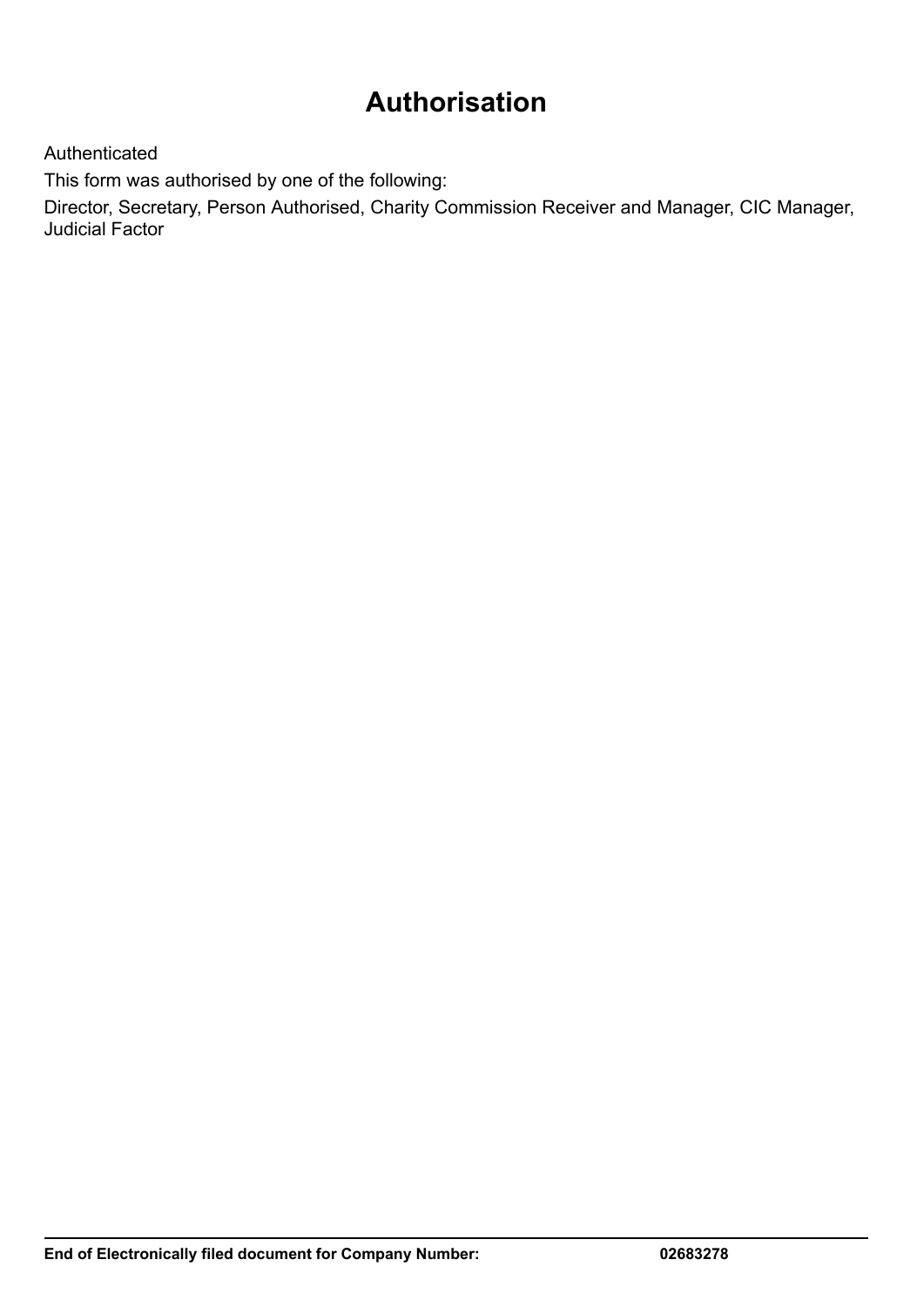# Authorisation

Authenticated

This form was authorised by one of the following:

Director, Secretary, Person Authorised, Charity Commission Receiver and Manager, CIC Manager, Judicial Factor

**End of Electronically filed document for Company Number: 02683278**